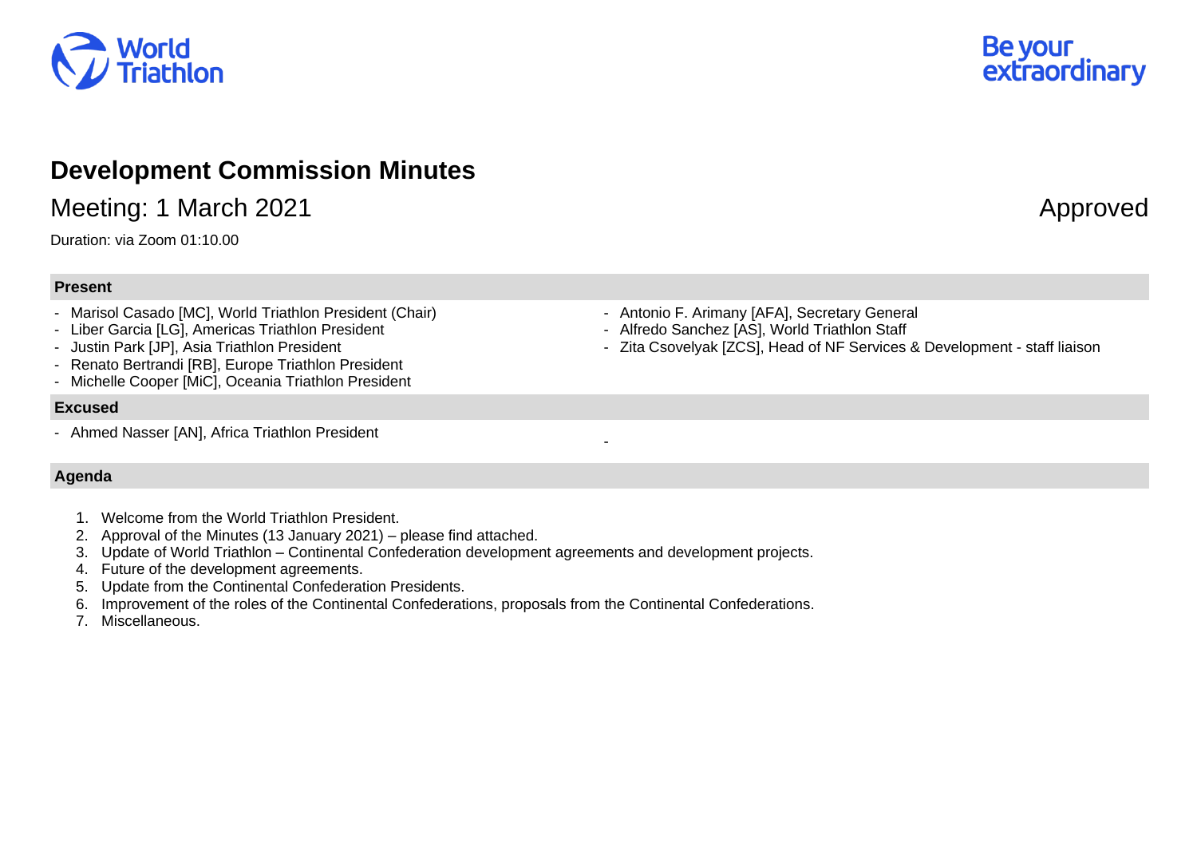# Development Commission Minutes

## Meeting: 1 March 2021

Approved

Duration: via Zoom 01:10.00

### Present

- Marisol Casado [MC], World Triathlon President (Chair)
- Liber Garcia [LG], Americas Triathlon President
- Justin Park [JP], Asia Triathlon President
- Renato Bertrandi [RB], Europe Triathlon President
- Michelle Cooper [MiC], Oceania Triathlon President
- Antonio F. Arimany [AFA], Secretary General
- Alfredo Sanchez [AS], World Triathlon Staff
- Zita Csovelyak [ZCS], Head of NF Services & Development - staff liaison

### Excused

- Ahmed Nasser [AN], Africa Triathlon President

### Agenda

1. Welcome from the World Triathlon President.
2. Approval of the Minutes (13 January 2021) – please find attached.
3. Update of World Triathlon – Continental Confederation development agreements and development projects.
4. Future of the development agreements.
5. Update from the Continental Confederation Presidents.
6. Improvement of the roles of the Continental Confederations, proposals from the Continental Confederations.
7. Miscellaneous.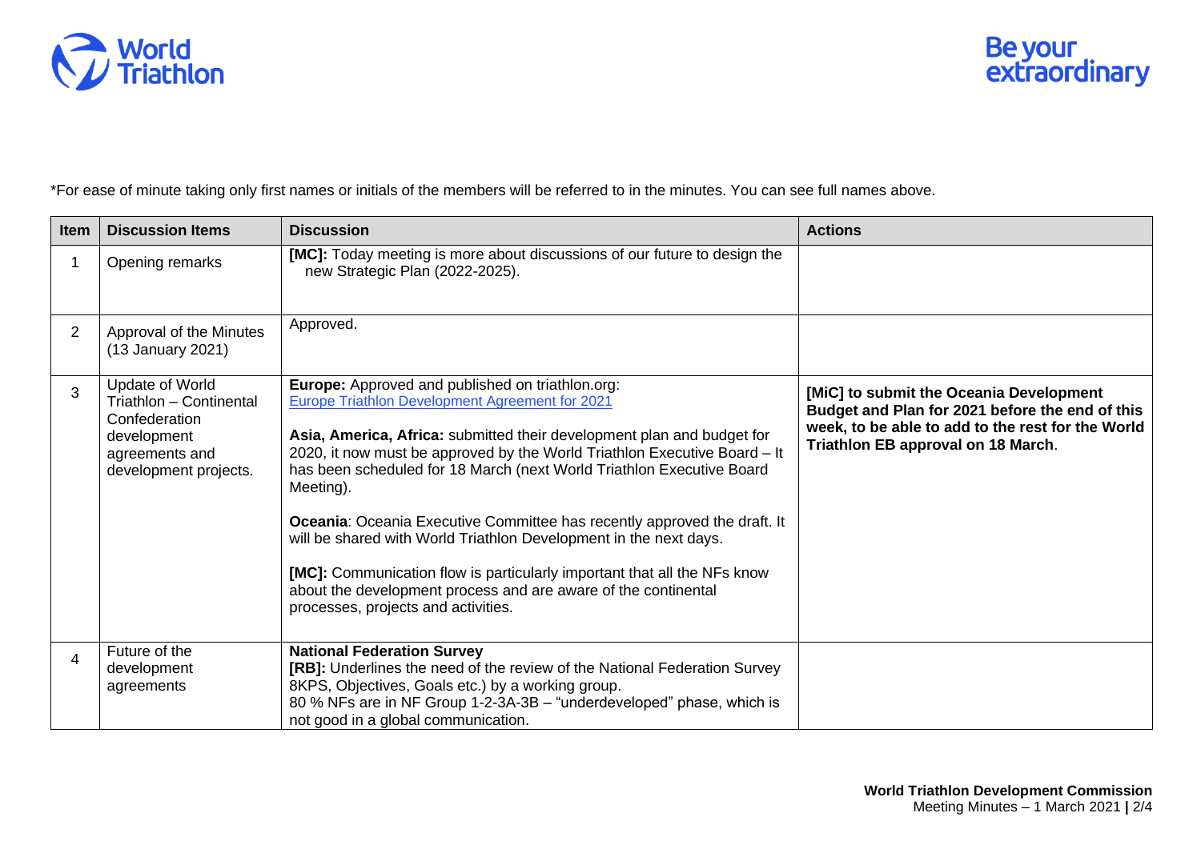*For ease of minute taking only first names or initials of the members will be referred to in the minutes. You can see full names above.

| Item | Discussion Items | Discussion | Actions |
|---|---|---|---|
| 1 | Opening remarks | **[MC]:** Today meeting is more about discussions of our future to design the new Strategic Plan (2022-2025). | |
| 2 | Approval of the Minutes (13 January 2021) | Approved. | |
| 3 | Update of World Triathlon – Continental Confederation development agreements and development projects. | **Europe:** Approved and published on triathlon.org: Europe Triathlon Development Agreement for 2021<br><br>**Asia, America, Africa:** submitted their development plan and budget for 2020, it now must be approved by the World Triathlon Executive Board – It has been scheduled for 18 March (next World Triathlon Executive Board Meeting).<br><br>**Oceania**: Oceania Executive Committee has recently approved the draft. It will be shared with World Triathlon Development in the next days.<br><br>**[MC]:** Communication flow is particularly important that all the NFs know about the development process and are aware of the continental processes, projects and activities. | **[MiC] to submit the Oceania Development Budget and Plan for 2021 before the end of this week, to be able to add to the rest for the World Triathlon EB approval on 18 March**. |
| 4 | Future of the development agreements | **National Federation Survey**<br>**[RB]:** Underlines the need of the review of the National Federation Survey 8KPS, Objectives, Goals etc.) by a working group.<br>80 % NFs are in NF Group 1-2-3A-3B – "underdeveloped" phase, which is not good in a global communication. | |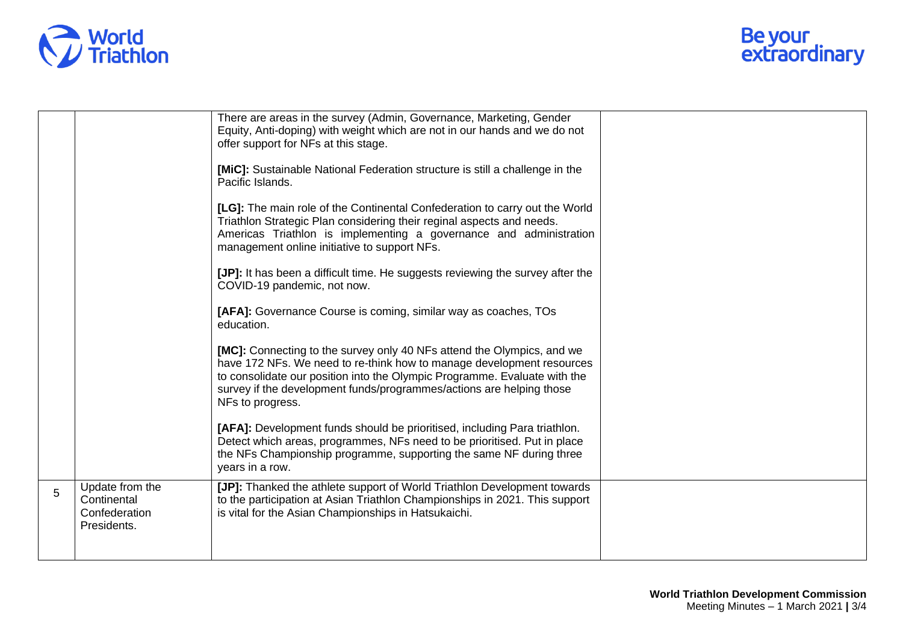| | | | |
|---|---|---|---|
| | | There are areas in the survey (Admin, Governance, Marketing, Gender Equity, Anti-doping) with weight which are not in our hands and we do not offer support for NFs at this stage.<br><br>**[MiC]:** Sustainable National Federation structure is still a challenge in the Pacific Islands.<br><br>**[LG]:** The main role of the Continental Confederation to carry out the World Triathlon Strategic Plan considering their reginal aspects and needs. Americas Triathlon is implementing a governance and administration management online initiative to support NFs.<br><br>**[JP]:** It has been a difficult time. He suggests reviewing the survey after the COVID-19 pandemic, not now.<br><br>**[AFA]:** Governance Course is coming, similar way as coaches, TOs education.<br><br>**[MC]:** Connecting to the survey only 40 NFs attend the Olympics, and we have 172 NFs. We need to re-think how to manage development resources to consolidate our position into the Olympic Programme. Evaluate with the survey if the development funds/programmes/actions are helping those NFs to progress.<br><br>**[AFA]:** Development funds should be prioritised, including Para triathlon. Detect which areas, programmes, NFs need to be prioritised. Put in place the NFs Championship programme, supporting the same NF during three years in a row. | |
| 5 | Update from the Continental Confederation Presidents. | **[JP]:** Thanked the athlete support of World Triathlon Development towards to the participation at Asian Triathlon Championships in 2021. This support is vital for the Asian Championships in Hatsukaichi. | |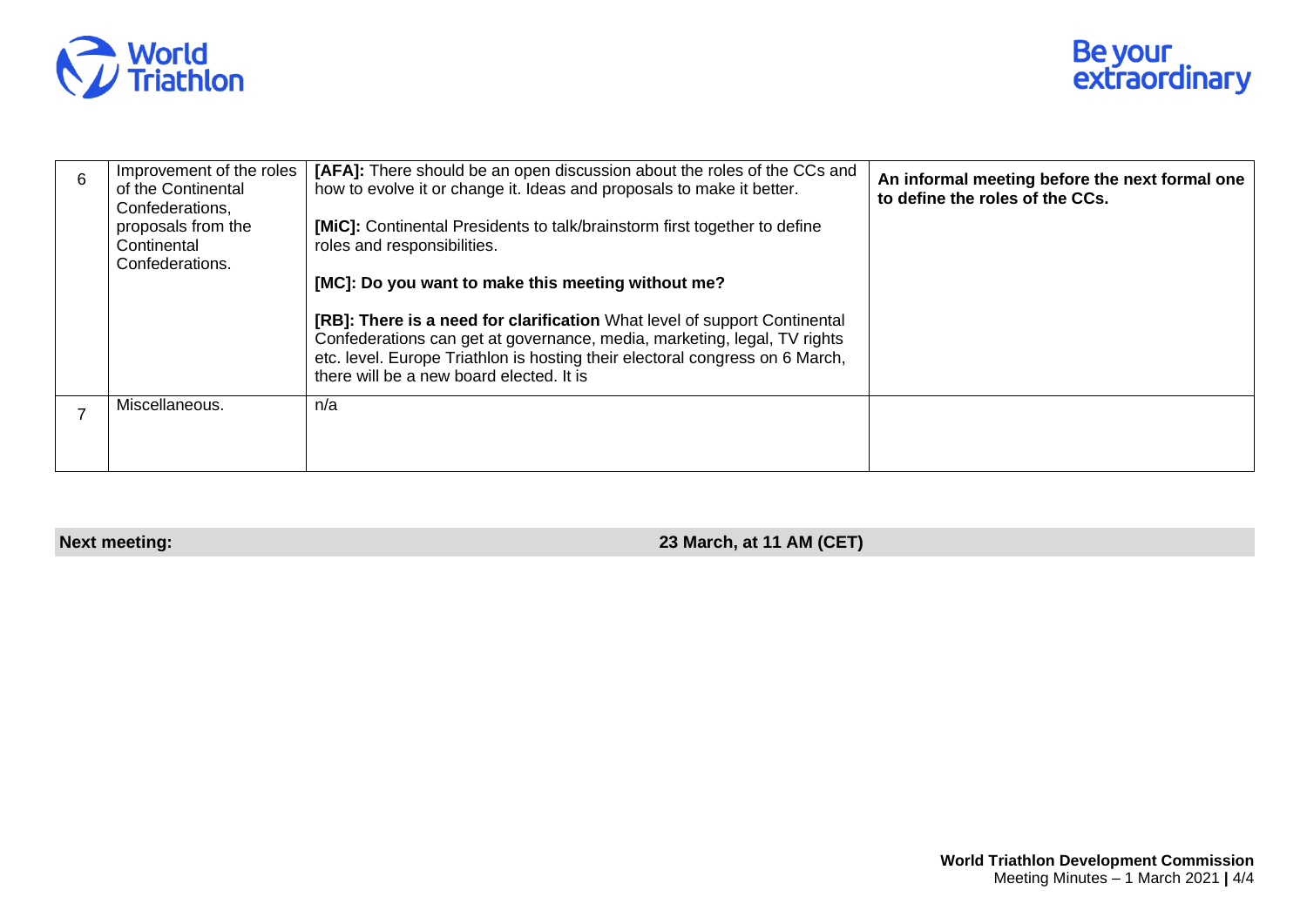| | | | |
|---|---|---|---|
| 6 | Improvement of the roles of the Continental Confederations, proposals from the Continental Confederations. | **[AFA]:** There should be an open discussion about the roles of the CCs and how to evolve it or change it. Ideas and proposals to make it better.<br><br>**[MiC]:** Continental Presidents to talk/brainstorm first together to define roles and responsibilities.<br><br>**[MC]: Do you want to make this meeting without me?**<br><br>**[RB]: There is a need for clarification** What level of support Continental Confederations can get at governance, media, marketing, legal, TV rights etc. level. Europe Triathlon is hosting their electoral congress on 6 March, there will be a new board elected. It is | **An informal meeting before the next formal one to define the roles of the CCs.** |
| 7 | Miscellaneous. | n/a | |

| **Next meeting:** | **23 March, at 11 AM (CET)** |
|---|---|